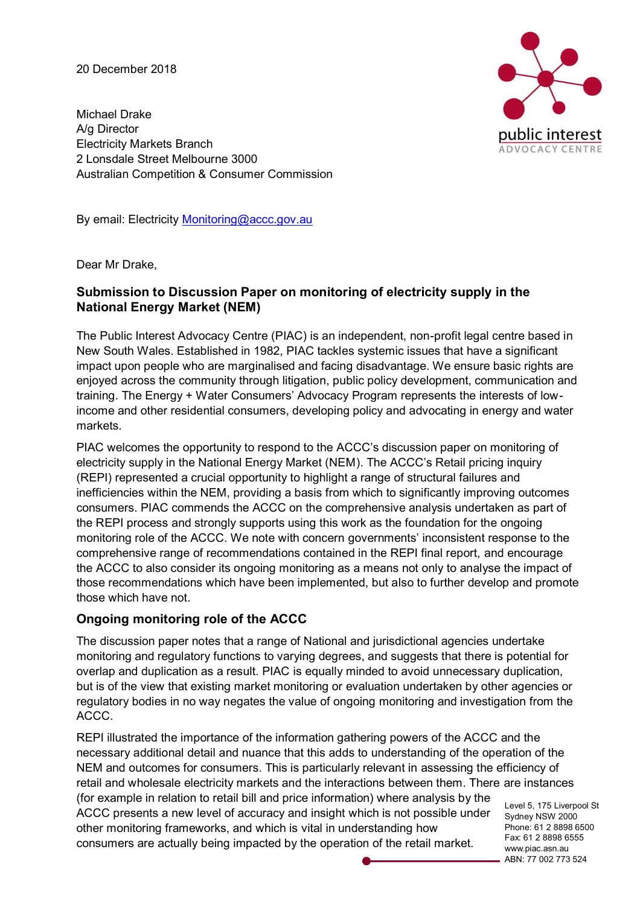20 December 2018

Michael Drake
A/g Director
Electricity Markets Branch
2 Lonsdale Street Melbourne 3000
Australian Competition & Consumer Commission

By email: Electricity Monitoring@accc.gov.au

Dear Mr Drake,

**Submission to Discussion Paper on monitoring of electricity supply in the National Energy Market (NEM)**

The Public Interest Advocacy Centre (PIAC) is an independent, non-profit legal centre based in New South Wales. Established in 1982, PIAC tackles systemic issues that have a significant impact upon people who are marginalised and facing disadvantage. We ensure basic rights are enjoyed across the community through litigation, public policy development, communication and training. The Energy + Water Consumers' Advocacy Program represents the interests of low-income and other residential consumers, developing policy and advocating in energy and water markets.

PIAC welcomes the opportunity to respond to the ACCC's discussion paper on monitoring of electricity supply in the National Energy Market (NEM). The ACCC's Retail pricing inquiry (REPI) represented a crucial opportunity to highlight a range of structural failures and inefficiencies within the NEM, providing a basis from which to significantly improving outcomes consumers. PIAC commends the ACCC on the comprehensive analysis undertaken as part of the REPI process and strongly supports using this work as the foundation for the ongoing monitoring role of the ACCC. We note with concern governments' inconsistent response to the comprehensive range of recommendations contained in the REPI final report, and encourage the ACCC to also consider its ongoing monitoring as a means not only to analyse the impact of those recommendations which have been implemented, but also to further develop and promote those which have not.

## Ongoing monitoring role of the ACCC

The discussion paper notes that a range of National and jurisdictional agencies undertake monitoring and regulatory functions to varying degrees, and suggests that there is potential for overlap and duplication as a result. PIAC is equally minded to avoid unnecessary duplication, but is of the view that existing market monitoring or evaluation undertaken by other agencies or regulatory bodies in no way negates the value of ongoing monitoring and investigation from the ACCC.

REPI illustrated the importance of the information gathering powers of the ACCC and the necessary additional detail and nuance that this adds to understanding of the operation of the NEM and outcomes for consumers. This is particularly relevant in assessing the efficiency of retail and wholesale electricity markets and the interactions between them. There are instances (for example in relation to retail bill and price information) where analysis by the ACCC presents a new level of accuracy and insight which is not possible under other monitoring frameworks, and which is vital in understanding how consumers are actually being impacted by the operation of the retail market.

Level 5, 175 Liverpool St
Sydney NSW 2000
Phone: 61 2 8898 6500
Fax: 61 2 8898 6555
www.piac.asn.au
ABN: 77 002 773 524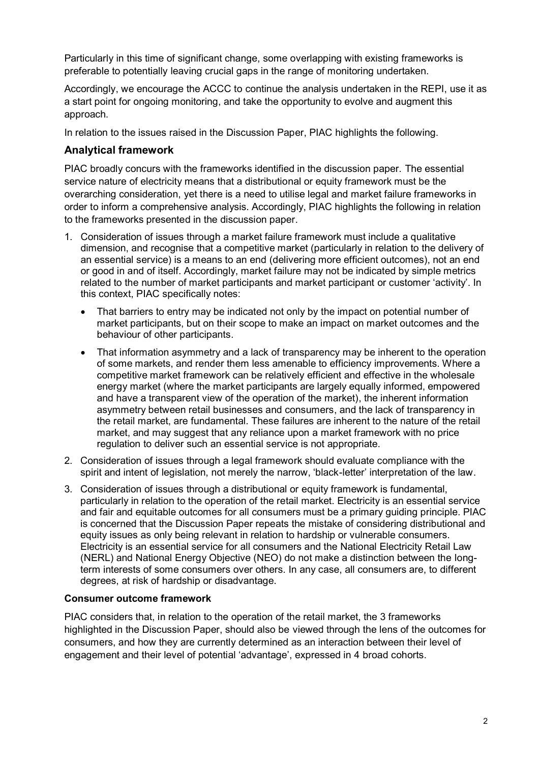Particularly in this time of significant change, some overlapping with existing frameworks is preferable to potentially leaving crucial gaps in the range of monitoring undertaken.

Accordingly, we encourage the ACCC to continue the analysis undertaken in the REPI, use it as a start point for ongoing monitoring, and take the opportunity to evolve and augment this approach.

In relation to the issues raised in the Discussion Paper, PIAC highlights the following.

## Analytical framework

PIAC broadly concurs with the frameworks identified in the discussion paper. The essential service nature of electricity means that a distributional or equity framework must be the overarching consideration, yet there is a need to utilise legal and market failure frameworks in order to inform a comprehensive analysis. Accordingly, PIAC highlights the following in relation to the frameworks presented in the discussion paper.

1. Consideration of issues through a market failure framework must include a qualitative dimension, and recognise that a competitive market (particularly in relation to the delivery of an essential service) is a means to an end (delivering more efficient outcomes), not an end or good in and of itself. Accordingly, market failure may not be indicated by simple metrics related to the number of market participants and market participant or customer 'activity'. In this context, PIAC specifically notes:
   - That barriers to entry may be indicated not only by the impact on potential number of market participants, but on their scope to make an impact on market outcomes and the behaviour of other participants.
   - That information asymmetry and a lack of transparency may be inherent to the operation of some markets, and render them less amenable to efficiency improvements. Where a competitive market framework can be relatively efficient and effective in the wholesale energy market (where the market participants are largely equally informed, empowered and have a transparent view of the operation of the market), the inherent information asymmetry between retail businesses and consumers, and the lack of transparency in the retail market, are fundamental. These failures are inherent to the nature of the retail market, and may suggest that any reliance upon a market framework with no price regulation to deliver such an essential service is not appropriate.
2. Consideration of issues through a legal framework should evaluate compliance with the spirit and intent of legislation, not merely the narrow, 'black-letter' interpretation of the law.
3. Consideration of issues through a distributional or equity framework is fundamental, particularly in relation to the operation of the retail market. Electricity is an essential service and fair and equitable outcomes for all consumers must be a primary guiding principle. PIAC is concerned that the Discussion Paper repeats the mistake of considering distributional and equity issues as only being relevant in relation to hardship or vulnerable consumers. Electricity is an essential service for all consumers and the National Electricity Retail Law (NERL) and National Energy Objective (NEO) do not make a distinction between the long-term interests of some consumers over others. In any case, all consumers are, to different degrees, at risk of hardship or disadvantage.

### Consumer outcome framework

PIAC considers that, in relation to the operation of the retail market, the 3 frameworks highlighted in the Discussion Paper, should also be viewed through the lens of the outcomes for consumers, and how they are currently determined as an interaction between their level of engagement and their level of potential 'advantage', expressed in 4 broad cohorts.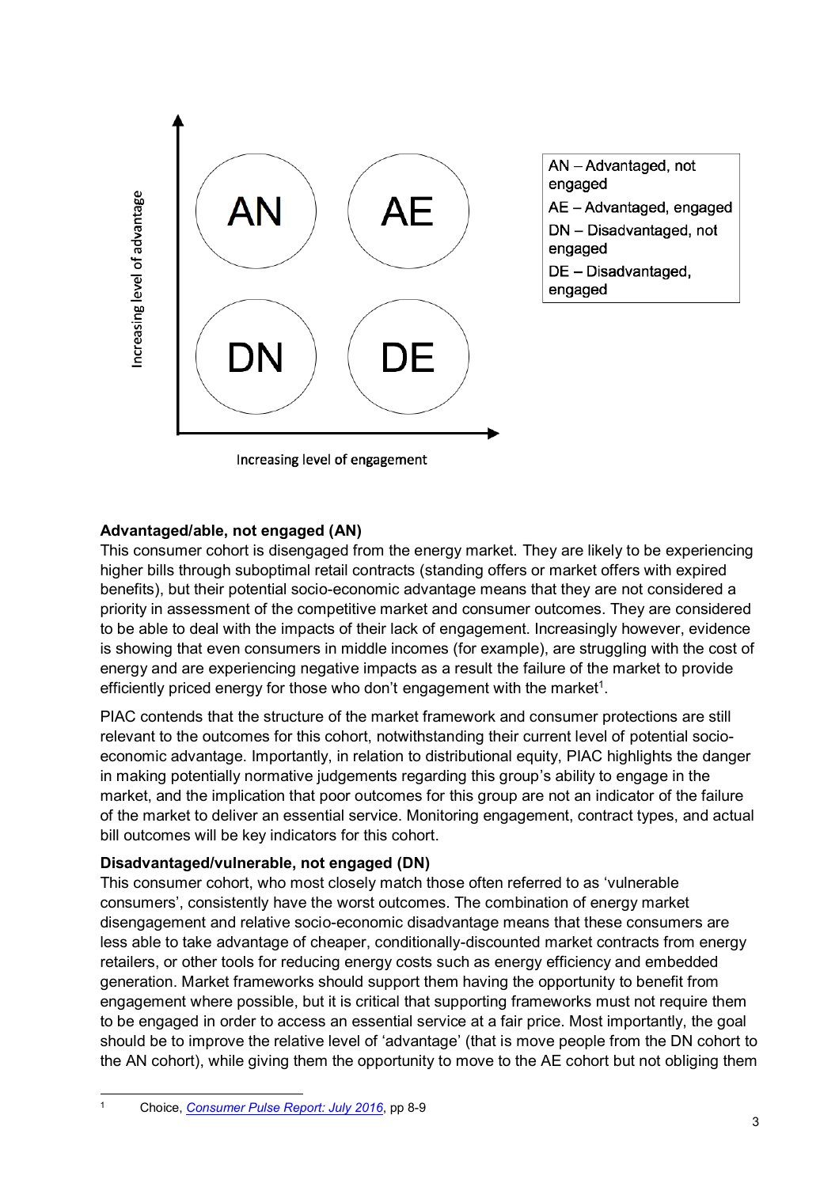Increasing level of advantage

AN

AE

DN

DE

Increasing level of engagement

AN – Advantaged, not engaged

AE – Advantaged, engaged

DN – Disadvantaged, not engaged

DE – Disadvantaged, engaged

**Advantaged/able, not engaged (AN)**

This consumer cohort is disengaged from the energy market. They are likely to be experiencing higher bills through suboptimal retail contracts (standing offers or market offers with expired benefits), but their potential socio-economic advantage means that they are not considered a priority in assessment of the competitive market and consumer outcomes. They are considered to be able to deal with the impacts of their lack of engagement. Increasingly however, evidence is showing that even consumers in middle incomes (for example), are struggling with the cost of energy and are experiencing negative impacts as a result the failure of the market to provide efficiently priced energy for those who don't engagement with the market[1].

PIAC contends that the structure of the market framework and consumer protections are still relevant to the outcomes for this cohort, notwithstanding their current level of potential socio-economic advantage. Importantly, in relation to distributional equity, PIAC highlights the danger in making potentially normative judgements regarding this group's ability to engage in the market, and the implication that poor outcomes for this group are not an indicator of the failure of the market to deliver an essential service. Monitoring engagement, contract types, and actual bill outcomes will be key indicators for this cohort.

**Disadvantaged/vulnerable, not engaged (DN)**

This consumer cohort, who most closely match those often referred to as 'vulnerable consumers', consistently have the worst outcomes. The combination of energy market disengagement and relative socio-economic disadvantage means that these consumers are less able to take advantage of cheaper, conditionally-discounted market contracts from energy retailers, or other tools for reducing energy costs such as energy efficiency and embedded generation. Market frameworks should support them having the opportunity to benefit from engagement where possible, but it is critical that supporting frameworks must not require them to be engaged in order to access an essential service at a fair price. Most importantly, the goal should be to improve the relative level of 'advantage' (that is move people from the DN cohort to the AN cohort), while giving them the opportunity to move to the AE cohort but not obliging them

[1] Choice, *Consumer Pulse Report: July 2016*, pp 8-9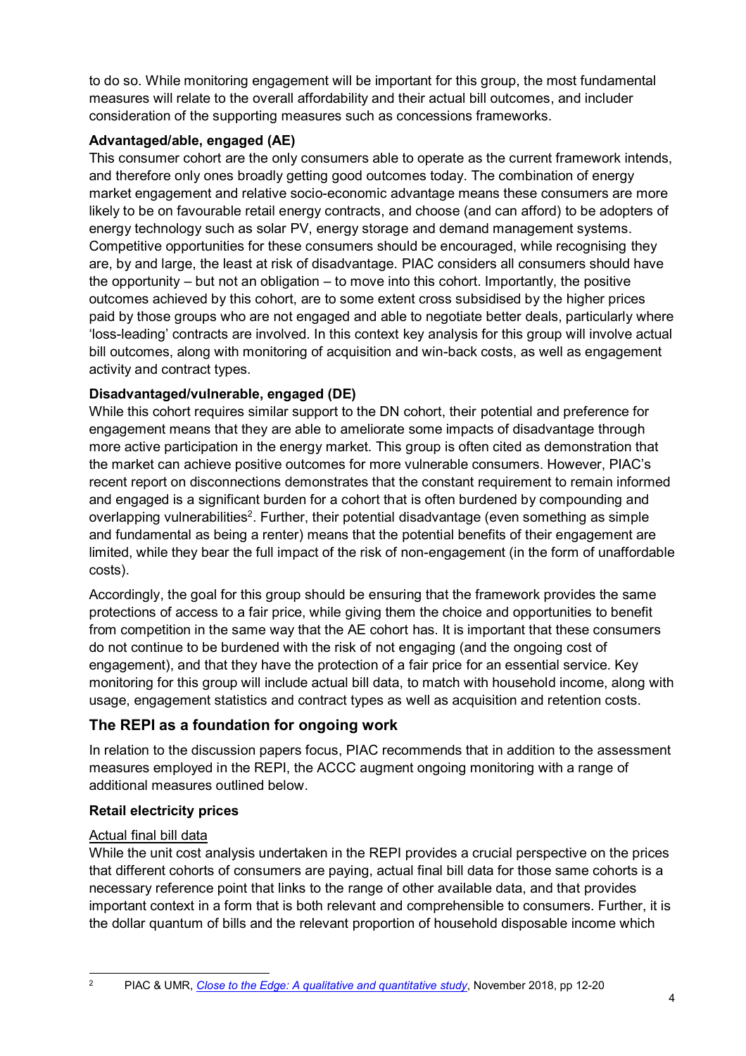to do so. While monitoring engagement will be important for this group, the most fundamental measures will relate to the overall affordability and their actual bill outcomes, and includer consideration of the supporting measures such as concessions frameworks.

**Advantaged/able, engaged (AE)**

This consumer cohort are the only consumers able to operate as the current framework intends, and therefore only ones broadly getting good outcomes today. The combination of energy market engagement and relative socio-economic advantage means these consumers are more likely to be on favourable retail energy contracts, and choose (and can afford) to be adopters of energy technology such as solar PV, energy storage and demand management systems. Competitive opportunities for these consumers should be encouraged, while recognising they are, by and large, the least at risk of disadvantage. PIAC considers all consumers should have the opportunity – but not an obligation – to move into this cohort. Importantly, the positive outcomes achieved by this cohort, are to some extent cross subsidised by the higher prices paid by those groups who are not engaged and able to negotiate better deals, particularly where 'loss-leading' contracts are involved. In this context key analysis for this group will involve actual bill outcomes, along with monitoring of acquisition and win-back costs, as well as engagement activity and contract types.

**Disadvantaged/vulnerable, engaged (DE)**

While this cohort requires similar support to the DN cohort, their potential and preference for engagement means that they are able to ameliorate some impacts of disadvantage through more active participation in the energy market. This group is often cited as demonstration that the market can achieve positive outcomes for more vulnerable consumers. However, PIAC's recent report on disconnections demonstrates that the constant requirement to remain informed and engaged is a significant burden for a cohort that is often burdened by compounding and overlapping vulnerabilities[2]. Further, their potential disadvantage (even something as simple and fundamental as being a renter) means that the potential benefits of their engagement are limited, while they bear the full impact of the risk of non-engagement (in the form of unaffordable costs).

Accordingly, the goal for this group should be ensuring that the framework provides the same protections of access to a fair price, while giving them the choice and opportunities to benefit from competition in the same way that the AE cohort has. It is important that these consumers do not continue to be burdened with the risk of not engaging (and the ongoing cost of engagement), and that they have the protection of a fair price for an essential service. Key monitoring for this group will include actual bill data, to match with household income, along with usage, engagement statistics and contract types as well as acquisition and retention costs.

## The REPI as a foundation for ongoing work

In relation to the discussion papers focus, PIAC recommends that in addition to the assessment measures employed in the REPI, the ACCC augment ongoing monitoring with a range of additional measures outlined below.

**Retail electricity prices**

Actual final bill data

While the unit cost analysis undertaken in the REPI provides a crucial perspective on the prices that different cohorts of consumers are paying, actual final bill data for those same cohorts is a necessary reference point that links to the range of other available data, and that provides important context in a form that is both relevant and comprehensible to consumers. Further, it is the dollar quantum of bills and the relevant proportion of household disposable income which

[2] PIAC & UMR, *Close to the Edge: A qualitative and quantitative study*, November 2018, pp 12-20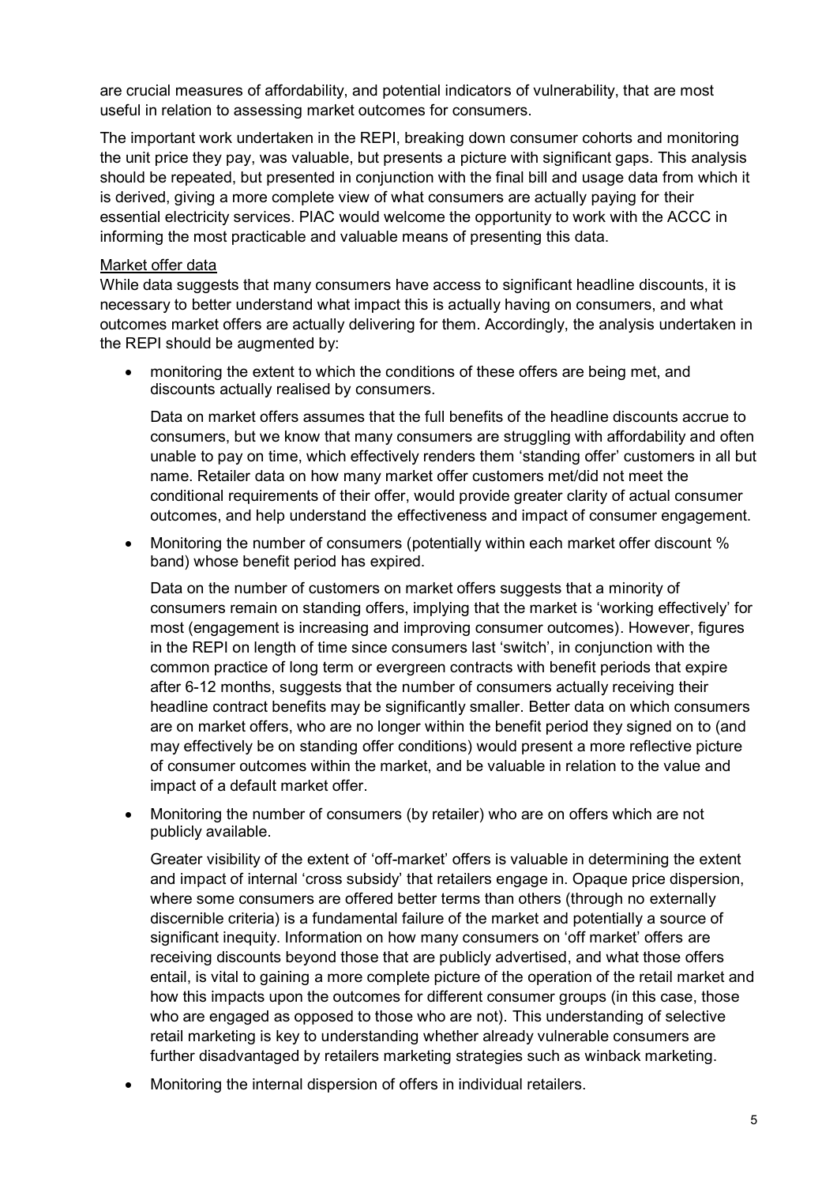are crucial measures of affordability, and potential indicators of vulnerability, that are most useful in relation to assessing market outcomes for consumers.

The important work undertaken in the REPI, breaking down consumer cohorts and monitoring the unit price they pay, was valuable, but presents a picture with significant gaps. This analysis should be repeated, but presented in conjunction with the final bill and usage data from which it is derived, giving a more complete view of what consumers are actually paying for their essential electricity services. PIAC would welcome the opportunity to work with the ACCC in informing the most practicable and valuable means of presenting this data.

<u>Market offer data</u>

While data suggests that many consumers have access to significant headline discounts, it is necessary to better understand what impact this is actually having on consumers, and what outcomes market offers are actually delivering for them. Accordingly, the analysis undertaken in the REPI should be augmented by:

- monitoring the extent to which the conditions of these offers are being met, and discounts actually realised by consumers.

  Data on market offers assumes that the full benefits of the headline discounts accrue to consumers, but we know that many consumers are struggling with affordability and often unable to pay on time, which effectively renders them 'standing offer' customers in all but name. Retailer data on how many market offer customers met/did not meet the conditional requirements of their offer, would provide greater clarity of actual consumer outcomes, and help understand the effectiveness and impact of consumer engagement.

- Monitoring the number of consumers (potentially within each market offer discount % band) whose benefit period has expired.

  Data on the number of customers on market offers suggests that a minority of consumers remain on standing offers, implying that the market is 'working effectively' for most (engagement is increasing and improving consumer outcomes). However, figures in the REPI on length of time since consumers last 'switch', in conjunction with the common practice of long term or evergreen contracts with benefit periods that expire after 6-12 months, suggests that the number of consumers actually receiving their headline contract benefits may be significantly smaller. Better data on which consumers are on market offers, who are no longer within the benefit period they signed on to (and may effectively be on standing offer conditions) would present a more reflective picture of consumer outcomes within the market, and be valuable in relation to the value and impact of a default market offer.

- Monitoring the number of consumers (by retailer) who are on offers which are not publicly available.

  Greater visibility of the extent of 'off-market' offers is valuable in determining the extent and impact of internal 'cross subsidy' that retailers engage in. Opaque price dispersion, where some consumers are offered better terms than others (through no externally discernible criteria) is a fundamental failure of the market and potentially a source of significant inequity. Information on how many consumers on 'off market' offers are receiving discounts beyond those that are publicly advertised, and what those offers entail, is vital to gaining a more complete picture of the operation of the retail market and how this impacts upon the outcomes for different consumer groups (in this case, those who are engaged as opposed to those who are not). This understanding of selective retail marketing is key to understanding whether already vulnerable consumers are further disadvantaged by retailers marketing strategies such as winback marketing.

- Monitoring the internal dispersion of offers in individual retailers.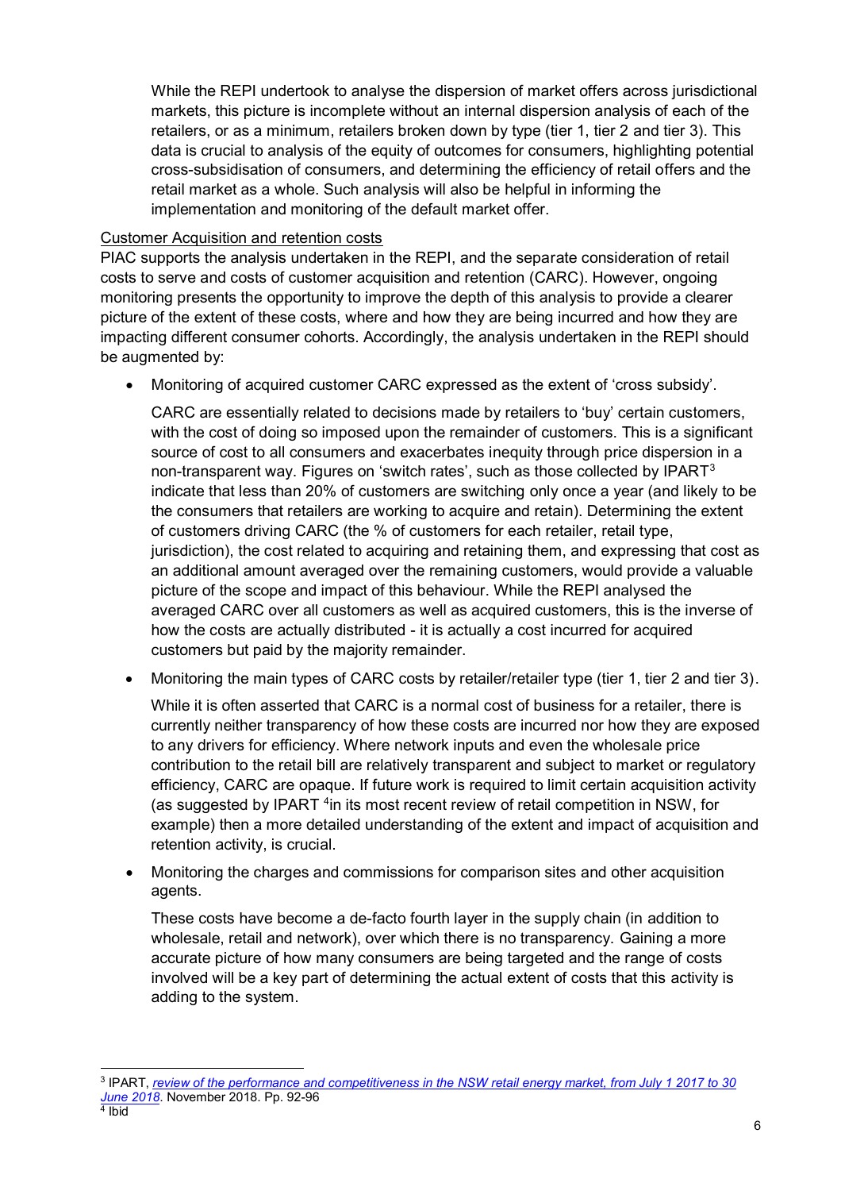While the REPI undertook to analyse the dispersion of market offers across jurisdictional markets, this picture is incomplete without an internal dispersion analysis of each of the retailers, or as a minimum, retailers broken down by type (tier 1, tier 2 and tier 3). This data is crucial to analysis of the equity of outcomes for consumers, highlighting potential cross-subsidisation of consumers, and determining the efficiency of retail offers and the retail market as a whole. Such analysis will also be helpful in informing the implementation and monitoring of the default market offer.

Customer Acquisition and retention costs

PIAC supports the analysis undertaken in the REPI, and the separate consideration of retail costs to serve and costs of customer acquisition and retention (CARC). However, ongoing monitoring presents the opportunity to improve the depth of this analysis to provide a clearer picture of the extent of these costs, where and how they are being incurred and how they are impacting different consumer cohorts. Accordingly, the analysis undertaken in the REPI should be augmented by:

- Monitoring of acquired customer CARC expressed as the extent of 'cross subsidy'.

  CARC are essentially related to decisions made by retailers to 'buy' certain customers, with the cost of doing so imposed upon the remainder of customers. This is a significant source of cost to all consumers and exacerbates inequity through price dispersion in a non-transparent way. Figures on 'switch rates', such as those collected by IPART[3] indicate that less than 20% of customers are switching only once a year (and likely to be the consumers that retailers are working to acquire and retain). Determining the extent of customers driving CARC (the % of customers for each retailer, retail type, jurisdiction), the cost related to acquiring and retaining them, and expressing that cost as an additional amount averaged over the remaining customers, would provide a valuable picture of the scope and impact of this behaviour. While the REPI analysed the averaged CARC over all customers as well as acquired customers, this is the inverse of how the costs are actually distributed - it is actually a cost incurred for acquired customers but paid by the majority remainder.

- Monitoring the main types of CARC costs by retailer/retailer type (tier 1, tier 2 and tier 3).

  While it is often asserted that CARC is a normal cost of business for a retailer, there is currently neither transparency of how these costs are incurred nor how they are exposed to any drivers for efficiency. Where network inputs and even the wholesale price contribution to the retail bill are relatively transparent and subject to market or regulatory efficiency, CARC are opaque. If future work is required to limit certain acquisition activity (as suggested by IPART [4]in its most recent review of retail competition in NSW, for example) then a more detailed understanding of the extent and impact of acquisition and retention activity, is crucial.

- Monitoring the charges and commissions for comparison sites and other acquisition agents.

  These costs have become a de-facto fourth layer in the supply chain (in addition to wholesale, retail and network), over which there is no transparency. Gaining a more accurate picture of how many consumers are being targeted and the range of costs involved will be a key part of determining the actual extent of costs that this activity is adding to the system.

---

[3] IPART, *review of the performance and competitiveness in the NSW retail energy market, from July 1 2017 to 30 June 2018*. November 2018. Pp. 92-96

[4] Ibid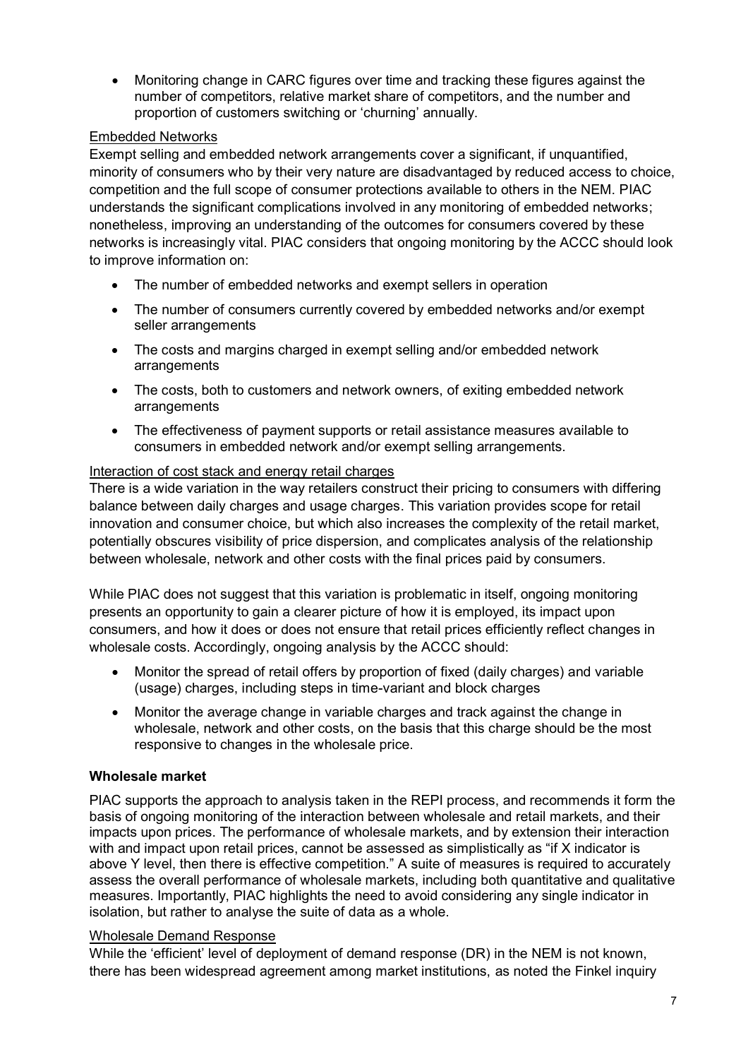- Monitoring change in CARC figures over time and tracking these figures against the number of competitors, relative market share of competitors, and the number and proportion of customers switching or 'churning' annually.

Embedded Networks

Exempt selling and embedded network arrangements cover a significant, if unquantified, minority of consumers who by their very nature are disadvantaged by reduced access to choice, competition and the full scope of consumer protections available to others in the NEM. PIAC understands the significant complications involved in any monitoring of embedded networks; nonetheless, improving an understanding of the outcomes for consumers covered by these networks is increasingly vital. PIAC considers that ongoing monitoring by the ACCC should look to improve information on:

- The number of embedded networks and exempt sellers in operation
- The number of consumers currently covered by embedded networks and/or exempt seller arrangements
- The costs and margins charged in exempt selling and/or embedded network arrangements
- The costs, both to customers and network owners, of exiting embedded network arrangements
- The effectiveness of payment supports or retail assistance measures available to consumers in embedded network and/or exempt selling arrangements.

Interaction of cost stack and energy retail charges

There is a wide variation in the way retailers construct their pricing to consumers with differing balance between daily charges and usage charges. This variation provides scope for retail innovation and consumer choice, but which also increases the complexity of the retail market, potentially obscures visibility of price dispersion, and complicates analysis of the relationship between wholesale, network and other costs with the final prices paid by consumers.

While PIAC does not suggest that this variation is problematic in itself, ongoing monitoring presents an opportunity to gain a clearer picture of how it is employed, its impact upon consumers, and how it does or does not ensure that retail prices efficiently reflect changes in wholesale costs. Accordingly, ongoing analysis by the ACCC should:

- Monitor the spread of retail offers by proportion of fixed (daily charges) and variable (usage) charges, including steps in time-variant and block charges
- Monitor the average change in variable charges and track against the change in wholesale, network and other costs, on the basis that this charge should be the most responsive to changes in the wholesale price.

**Wholesale market**

PIAC supports the approach to analysis taken in the REPI process, and recommends it form the basis of ongoing monitoring of the interaction between wholesale and retail markets, and their impacts upon prices. The performance of wholesale markets, and by extension their interaction with and impact upon retail prices, cannot be assessed as simplistically as "if X indicator is above Y level, then there is effective competition." A suite of measures is required to accurately assess the overall performance of wholesale markets, including both quantitative and qualitative measures. Importantly, PIAC highlights the need to avoid considering any single indicator in isolation, but rather to analyse the suite of data as a whole.

Wholesale Demand Response

While the 'efficient' level of deployment of demand response (DR) in the NEM is not known, there has been widespread agreement among market institutions, as noted the Finkel inquiry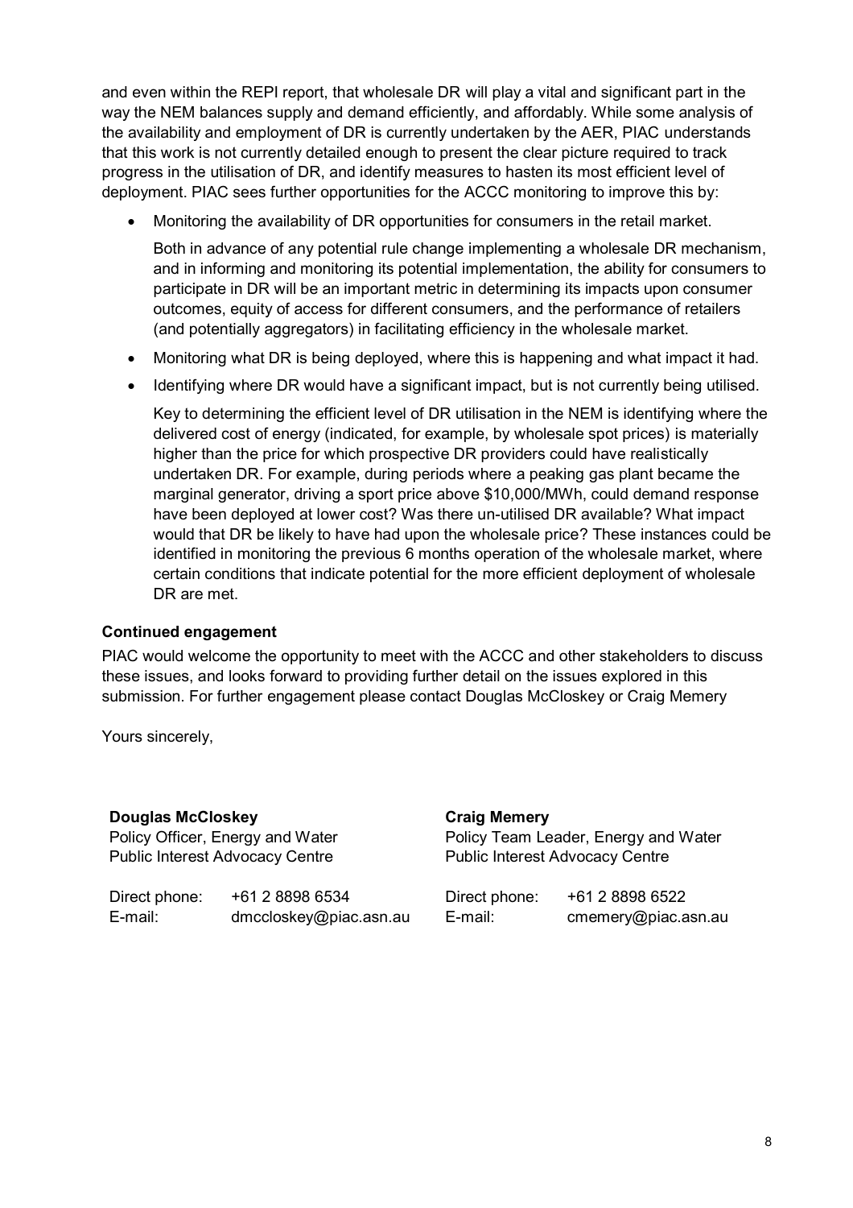and even within the REPI report, that wholesale DR will play a vital and significant part in the way the NEM balances supply and demand efficiently, and affordably. While some analysis of the availability and employment of DR is currently undertaken by the AER, PIAC understands that this work is not currently detailed enough to present the clear picture required to track progress in the utilisation of DR, and identify measures to hasten its most efficient level of deployment. PIAC sees further opportunities for the ACCC monitoring to improve this by:

- Monitoring the availability of DR opportunities for consumers in the retail market.

  Both in advance of any potential rule change implementing a wholesale DR mechanism, and in informing and monitoring its potential implementation, the ability for consumers to participate in DR will be an important metric in determining its impacts upon consumer outcomes, equity of access for different consumers, and the performance of retailers (and potentially aggregators) in facilitating efficiency in the wholesale market.

- Monitoring what DR is being deployed, where this is happening and what impact it had.
- Identifying where DR would have a significant impact, but is not currently being utilised.

  Key to determining the efficient level of DR utilisation in the NEM is identifying where the delivered cost of energy (indicated, for example, by wholesale spot prices) is materially higher than the price for which prospective DR providers could have realistically undertaken DR. For example, during periods where a peaking gas plant became the marginal generator, driving a sport price above $10,000/MWh, could demand response have been deployed at lower cost? Was there un-utilised DR available? What impact would that DR be likely to have had upon the wholesale price? These instances could be identified in monitoring the previous 6 months operation of the wholesale market, where certain conditions that indicate potential for the more efficient deployment of wholesale DR are met.

**Continued engagement**

PIAC would welcome the opportunity to meet with the ACCC and other stakeholders to discuss these issues, and looks forward to providing further detail on the issues explored in this submission. For further engagement please contact Douglas McCloskey or Craig Memery

Yours sincerely,

**Douglas McCloskey**
Policy Officer, Energy and Water
Public Interest Advocacy Centre

Direct phone: +61 2 8898 6534
E-mail: dmccloskey@piac.asn.au

**Craig Memery**
Policy Team Leader, Energy and Water
Public Interest Advocacy Centre

Direct phone: +61 2 8898 6522
E-mail: cmemery@piac.asn.au